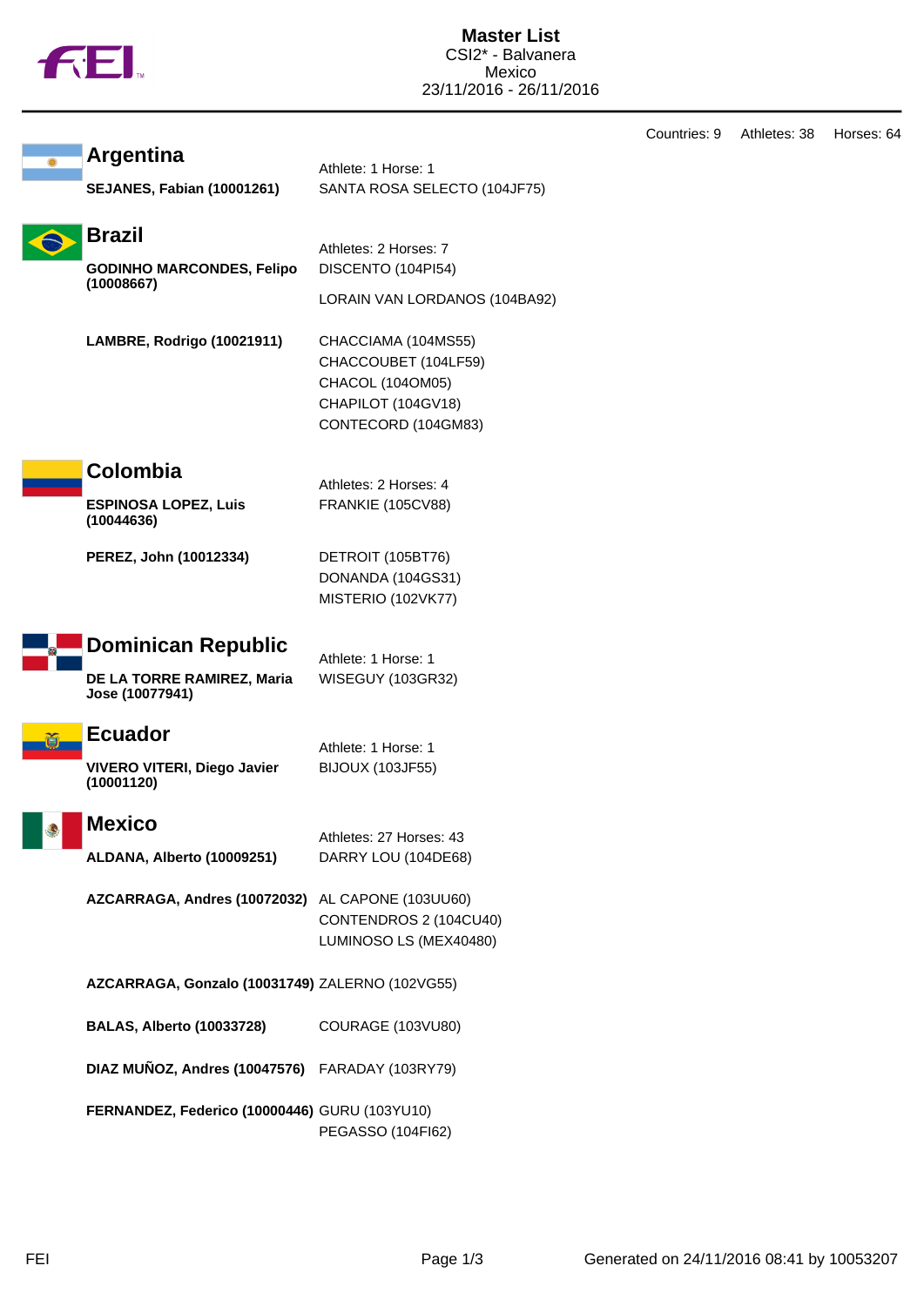# Master List

CSI2* - Balvanera
Mexico
23/11/2016 - 26/11/2016

Countries: 9 Athletes: 38 Horses: 64

## Argentina

Athlete: 1 Horse: 1

| Athlete | Horse |
|---|---|
| **SEJANES, Fabian (10001261)** | SANTA ROSA SELECTO (104JF75) |

## Brazil

Athletes: 2 Horses: 7

| Athlete | Horse |
|---|---|
| **GODINHO MARCONDES, Felipo (10008667)** | DISCENTO (104PI54) |
| | LORAIN VAN LORDANOS (104BA92) |
| **LAMBRE, Rodrigo (10021911)** | CHACCIAMA (104MS55) |
| | CHACCOUBET (104LF59) |
| | CHACOL (104OM05) |
| | CHAPILOT (104GV18) |
| | CONTECORD (104GM83) |

## Colombia

Athletes: 2 Horses: 4

| Athlete | Horse |
|---|---|
| **ESPINOSA LOPEZ, Luis (10044636)** | FRANKIE (105CV88) |
| **PEREZ, John (10012334)** | DETROIT (105BT76) |
| | DONANDA (104GS31) |
| | MISTERIO (102VK77) |

## Dominican Republic

Athlete: 1 Horse: 1

| Athlete | Horse |
|---|---|
| **DE LA TORRE RAMIREZ, Maria Jose (10077941)** | WISEGUY (103GR32) |

## Ecuador

Athlete: 1 Horse: 1

| Athlete | Horse |
|---|---|
| **VIVERO VITERI, Diego Javier (10001120)** | BIJOUX (103JF55) |

## Mexico

Athletes: 27 Horses: 43

| Athlete | Horse |
|---|---|
| **ALDANA, Alberto (10009251)** | DARRY LOU (104DE68) |
| **AZCARRAGA, Andres (10072032)** | AL CAPONE (103UU60) |
| | CONTENDROS 2 (104CU40) |
| | LUMINOSO LS (MEX40480) |
| **AZCARRAGA, Gonzalo (10031749)** | ZALERNO (102VG55) |
| **BALAS, Alberto (10033728)** | COURAGE (103VU80) |
| **DIAZ MUÑOZ, Andres (10047576)** | FARADAY (103RY79) |
| **FERNANDEZ, Federico (10000446)** | GURU (103YU10) |
| | PEGASSO (104FI62) |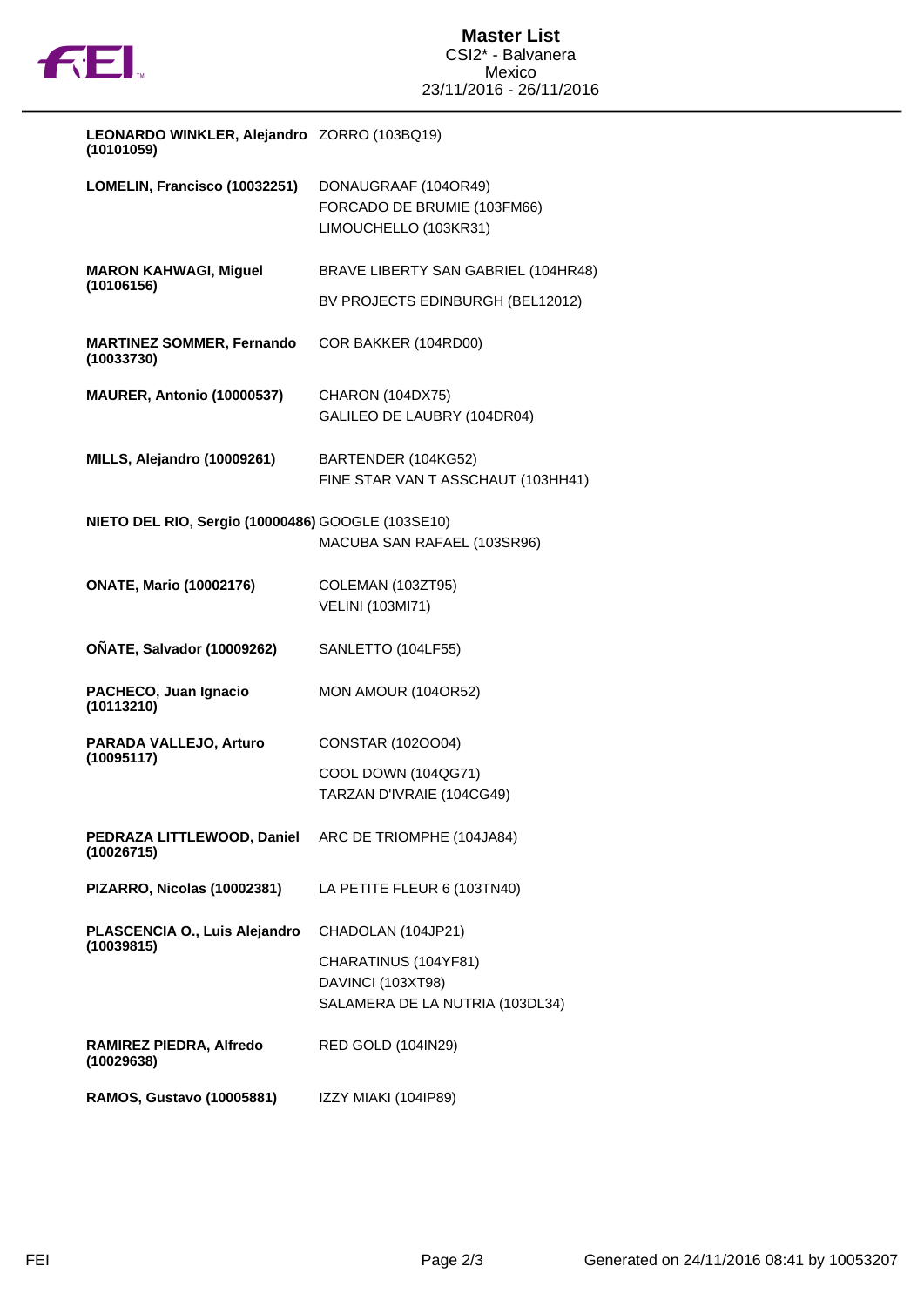**Master List**
CSI2* - Balvanera
Mexico
23/11/2016 - 26/11/2016

| Rider | Horses |
|---|---|
| **LEONARDO WINKLER, Alejandro (10101059)** | ZORRO (103BQ19) |
| **LOMELIN, Francisco (10032251)** | DONAUGRAAF (104OR49)<br>FORCADO DE BRUMIE (103FM66)<br>LIMOUCHELLO (103KR31) |
| **MARON KAHWAGI, Miguel (10106156)** | BRAVE LIBERTY SAN GABRIEL (104HR48)<br>BV PROJECTS EDINBURGH (BEL12012) |
| **MARTINEZ SOMMER, Fernando (10033730)** | COR BAKKER (104RD00) |
| **MAURER, Antonio (10000537)** | CHARON (104DX75)<br>GALILEO DE LAUBRY (104DR04) |
| **MILLS, Alejandro (10009261)** | BARTENDER (104KG52)<br>FINE STAR VAN T ASSCHAUT (103HH41) |
| **NIETO DEL RIO, Sergio (10000486)** | GOOGLE (103SE10)<br>MACUBA SAN RAFAEL (103SR96) |
| **ONATE, Mario (10002176)** | COLEMAN (103ZT95)<br>VELINI (103MI71) |
| **OÑATE, Salvador (10009262)** | SANLETTO (104LF55) |
| **PACHECO, Juan Ignacio (10113210)** | MON AMOUR (104OR52) |
| **PARADA VALLEJO, Arturo (10095117)** | CONSTAR (102OO04)<br>COOL DOWN (104QG71)<br>TARZAN D'IVRAIE (104CG49) |
| **PEDRAZA LITTLEWOOD, Daniel (10026715)** | ARC DE TRIOMPHE (104JA84) |
| **PIZARRO, Nicolas (10002381)** | LA PETITE FLEUR 6 (103TN40) |
| **PLASCENCIA O., Luis Alejandro (10039815)** | CHADOLAN (104JP21)<br>CHARATINUS (104YF81)<br>DAVINCI (103XT98)<br>SALAMERA DE LA NUTRIA (103DL34) |
| **RAMIREZ PIEDRA, Alfredo (10029638)** | RED GOLD (104IN29) |
| **RAMOS, Gustavo (10005881)** | IZZY MIAKI (104IP89) |

Generated on 24/11/2016 08:41 by 10053207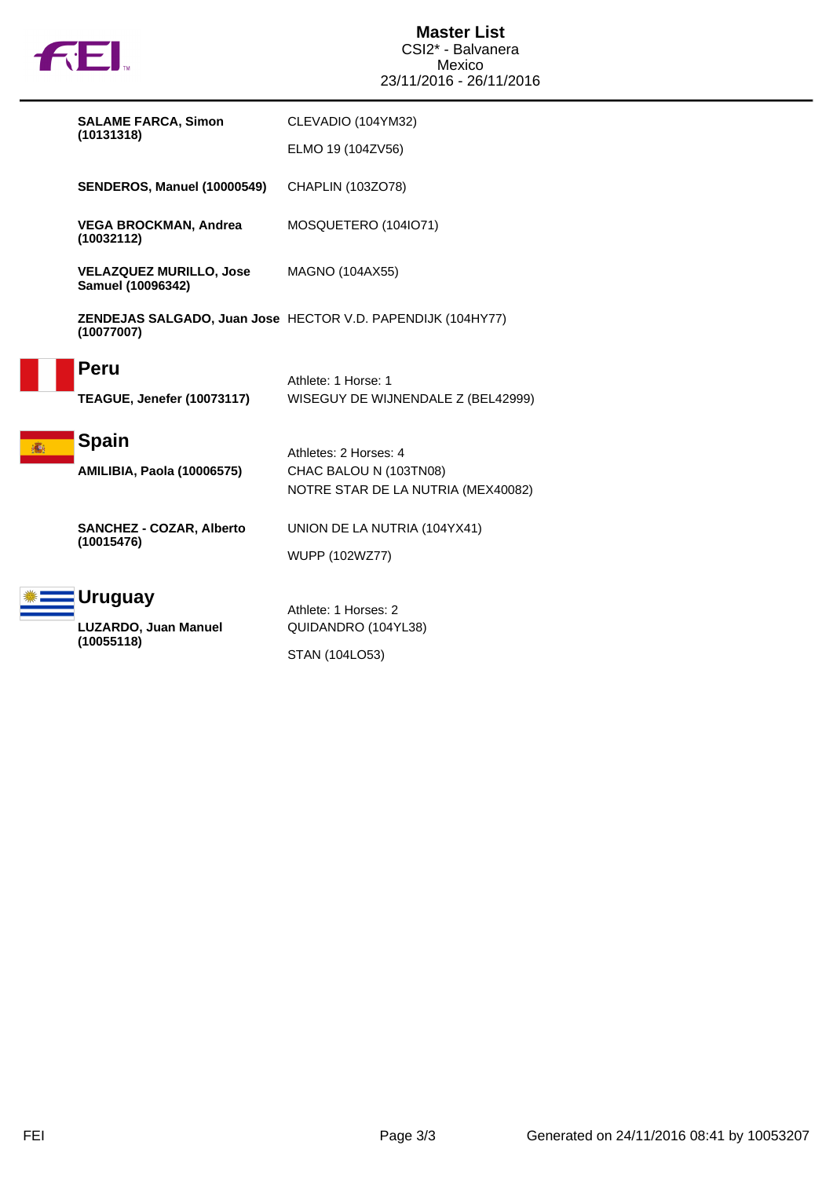# Master List
CSI2* - Balvanera
Mexico
23/11/2016 - 26/11/2016

| | |
|---|---|
| **SALAME FARCA, Simon (10131318)** | CLEVADIO (104YM32) |
| | ELMO 19 (104ZV56) |
| **SENDEROS, Manuel (10000549)** | CHAPLIN (103ZO78) |
| **VEGA BROCKMAN, Andrea (10032112)** | MOSQUETERO (104IO71) |
| **VELAZQUEZ MURILLO, Jose Samuel (10096342)** | MAGNO (104AX55) |
| **ZENDEJAS SALGADO, Juan Jose (10077007)** | HECTOR V.D. PAPENDIJK (104HY77) |

## Peru

Athlete: 1 Horse: 1

| | |
|---|---|
| **TEAGUE, Jenefer (10073117)** | WISEGUY DE WIJNENDALE Z (BEL42999) |

## Spain

Athletes: 2 Horses: 4

| | |
|---|---|
| **AMILIBIA, Paola (10006575)** | CHAC BALOU N (103TN08) |
| | NOTRE STAR DE LA NUTRIA (MEX40082) |
| **SANCHEZ - COZAR, Alberto (10015476)** | UNION DE LA NUTRIA (104YX41) |
| | WUPP (102WZ77) |

## Uruguay

Athlete: 1 Horses: 2

| | |
|---|---|
| **LUZARDO, Juan Manuel (10055118)** | QUIDANDRO (104YL38) |
| | STAN (104LO53) |

Generated on 24/11/2016 08:41 by 10053207